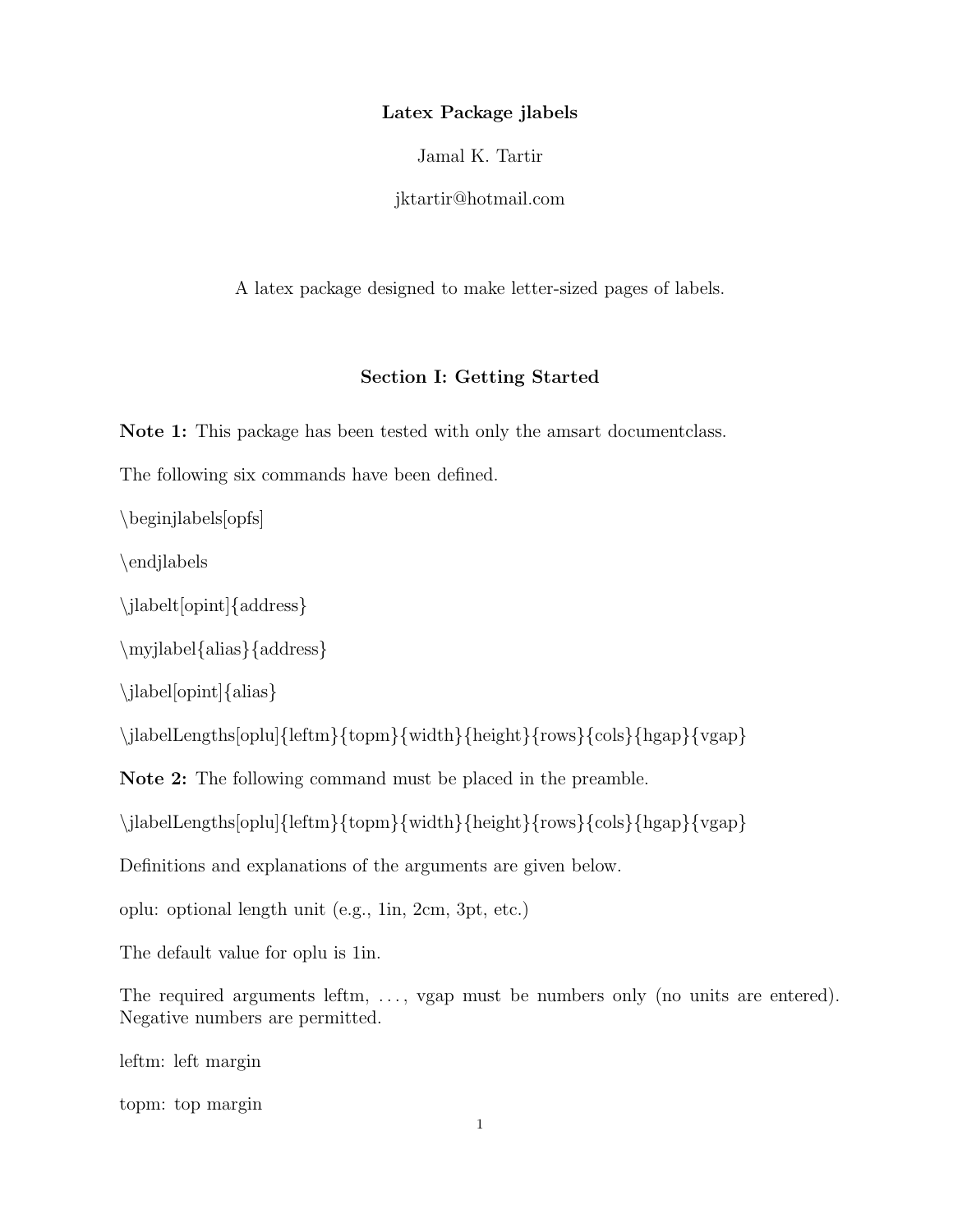**Latex Package jlabels**

Jamal K. Tartir

jktartir@hotmail.com

A latex package designed to make letter-sized pages of labels.

## Section I: Getting Started

**Note 1:** This package has been tested with only the amsart documentclass.

The following six commands have been defined.

\beginjlabels[opfs]

\endjlabels

\jlabelt[opint]{address}

\myjlabel{alias}{address}

\jlabel[opint]{alias}

\jlabelLengths[oplu]{leftm}{topm}{width}{height}{rows}{cols}{hgap}{vgap}

**Note 2:** The following command must be placed in the preamble.

\jlabelLengths[oplu]{leftm}{topm}{width}{height}{rows}{cols}{hgap}{vgap}

Definitions and explanations of the arguments are given below.

oplu: optional length unit (e.g., 1in, 2cm, 3pt, etc.)

The default value for oplu is 1in.

The required arguments leftm, . . . , vgap must be numbers only (no units are entered). Negative numbers are permitted.

leftm: left margin

topm: top margin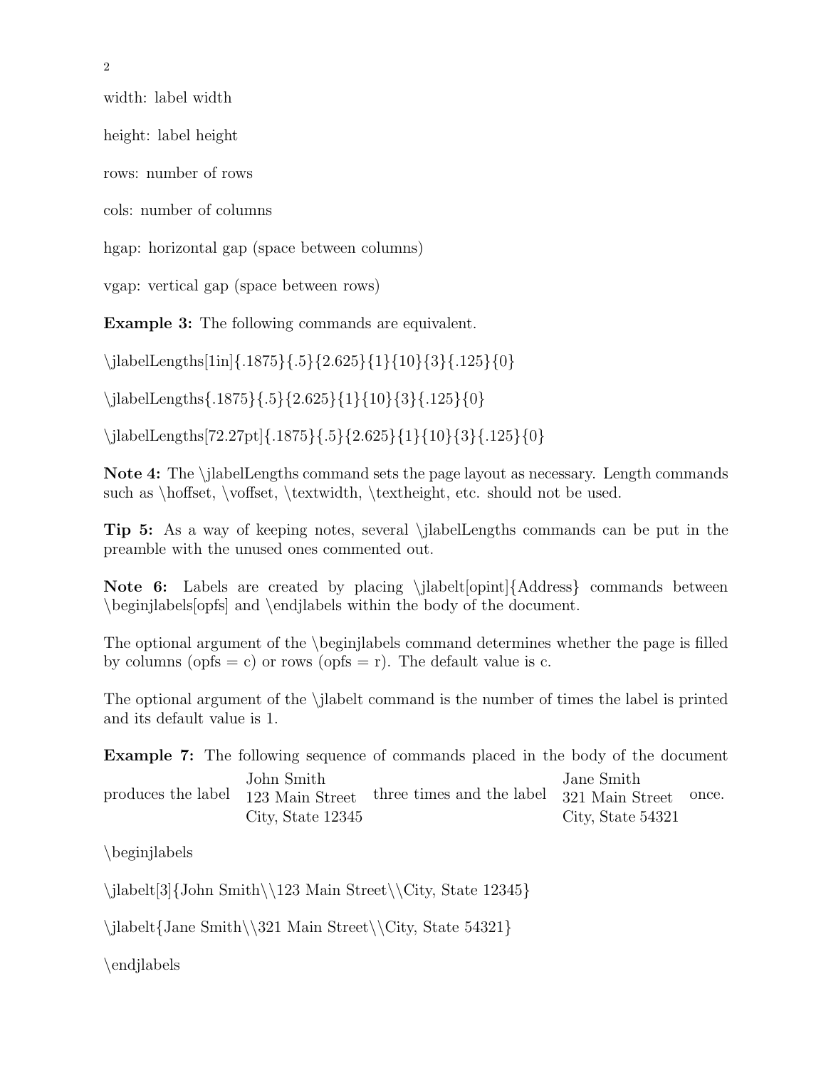width: label width

height: label height

rows: number of rows

cols: number of columns

hgap: horizontal gap (space between columns)

vgap: vertical gap (space between rows)

**Example 3:** The following commands are equivalent.

\jlabelLengths[1in]{.1875}{.5}{2.625}{1}{10}{3}{.125}{0}

\jlabelLengths{.1875}{.5}{2.625}{1}{10}{3}{.125}{0}

\jlabelLengths[72.27pt]{.1875}{.5}{2.625}{1}{10}{3}{.125}{0}

**Note 4:** The \jlabelLengths command sets the page layout as necessary. Length commands such as \hoffset, \voffset, \textwidth, \textheight, etc. should not be used.

**Tip 5:** As a way of keeping notes, several \jlabelLengths commands can be put in the preamble with the unused ones commented out.

**Note 6:** Labels are created by placing \jlabelt[opint]{Address} commands between \beginjlabels[opfs] and \endjlabels within the body of the document.

The optional argument of the \beginjlabels command determines whether the page is filled by columns (opfs = c) or rows (opfs = r). The default value is c.

The optional argument of the \jlabelt command is the number of times the label is printed and its default value is 1.

**Example 7:** The following sequence of commands placed in the body of the document produces the label

John Smith
123 Main Street
City, State 12345

three times and the label

Jane Smith
321 Main Street
City, State 54321

once.

\beginjlabels

\jlabelt[3]{John Smith\\123 Main Street\\City, State 12345}

\jlabelt{Jane Smith\\321 Main Street\\City, State 54321}

\endjlabels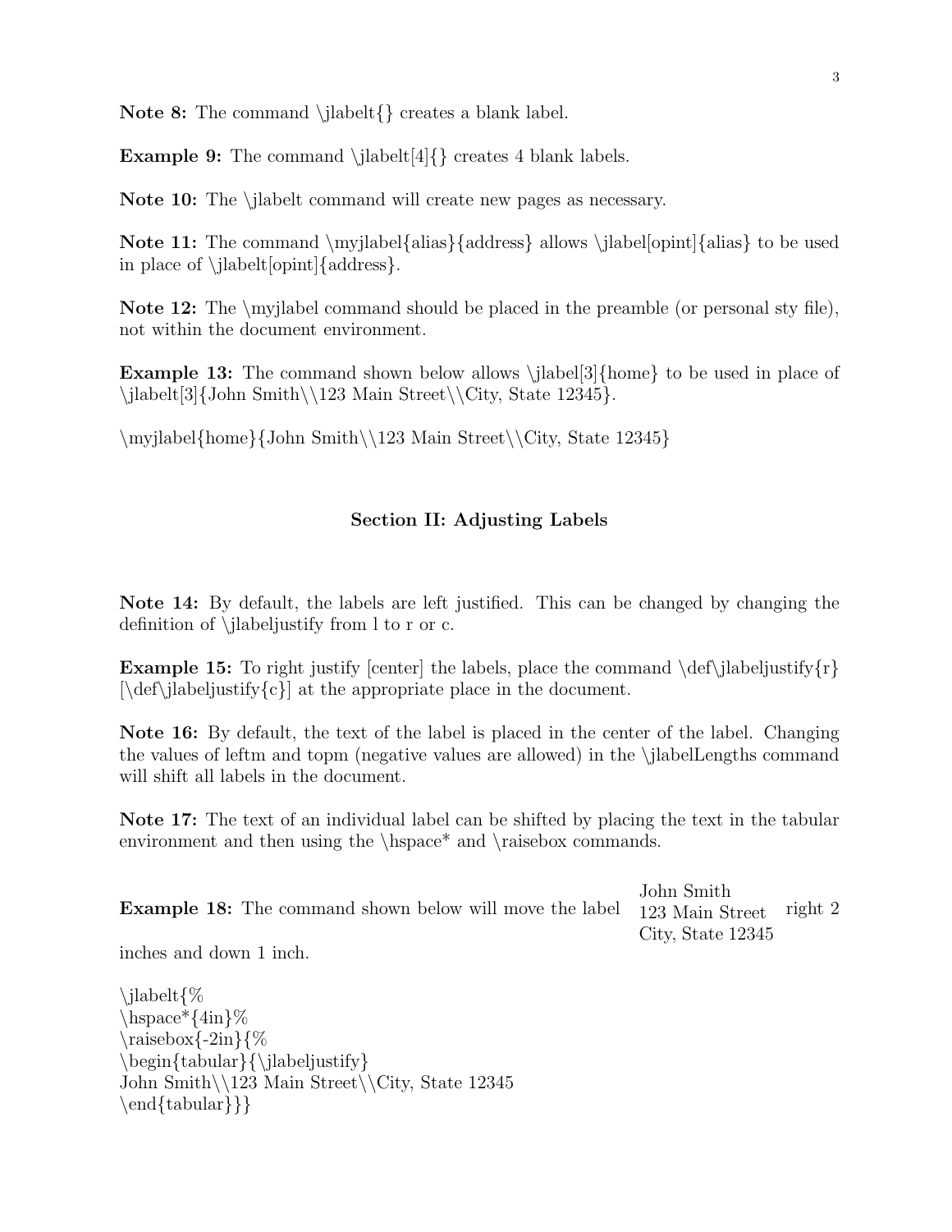**Note 8:** The command \jlabelt{} creates a blank label.

**Example 9:** The command \jlabelt[4]{} creates 4 blank labels.

**Note 10:** The \jlabelt command will create new pages as necessary.

**Note 11:** The command \myjlabel{alias}{address} allows \jlabel[opint]{alias} to be used in place of \jlabelt[opint]{address}.

**Note 12:** The \myjlabel command should be placed in the preamble (or personal sty file), not within the document environment.

**Example 13:** The command shown below allows \jlabel[3]{home} to be used in place of \jlabelt[3]{John Smith\\123 Main Street\\City, State 12345}.

\myjlabel{home}{John Smith\\123 Main Street\\City, State 12345}

### Section II: Adjusting Labels

**Note 14:** By default, the labels are left justified. This can be changed by changing the definition of \jlabeljustify from l to r or c.

**Example 15:** To right justify [center] the labels, place the command \def\jlabeljustify{r} [\def\jlabeljustify{c}] at the appropriate place in the document.

**Note 16:** By default, the text of the label is placed in the center of the label. Changing the values of leftm and topm (negative values are allowed) in the \jlabelLengths command will shift all labels in the document.

**Note 17:** The text of an individual label can be shifted by placing the text in the tabular environment and then using the \hspace* and \raisebox commands.

**Example 18:** The command shown below will move the label John Smith 123 Main Street City, State 12345 right 2 inches and down 1 inch.

```
\jlabelt{%
\hspace*{4in}%
\raisebox{-2in}{%
\begin{tabular}{\jlabeljustify}
John Smith\\123 Main Street\\City, State 12345
\end{tabular}}}
```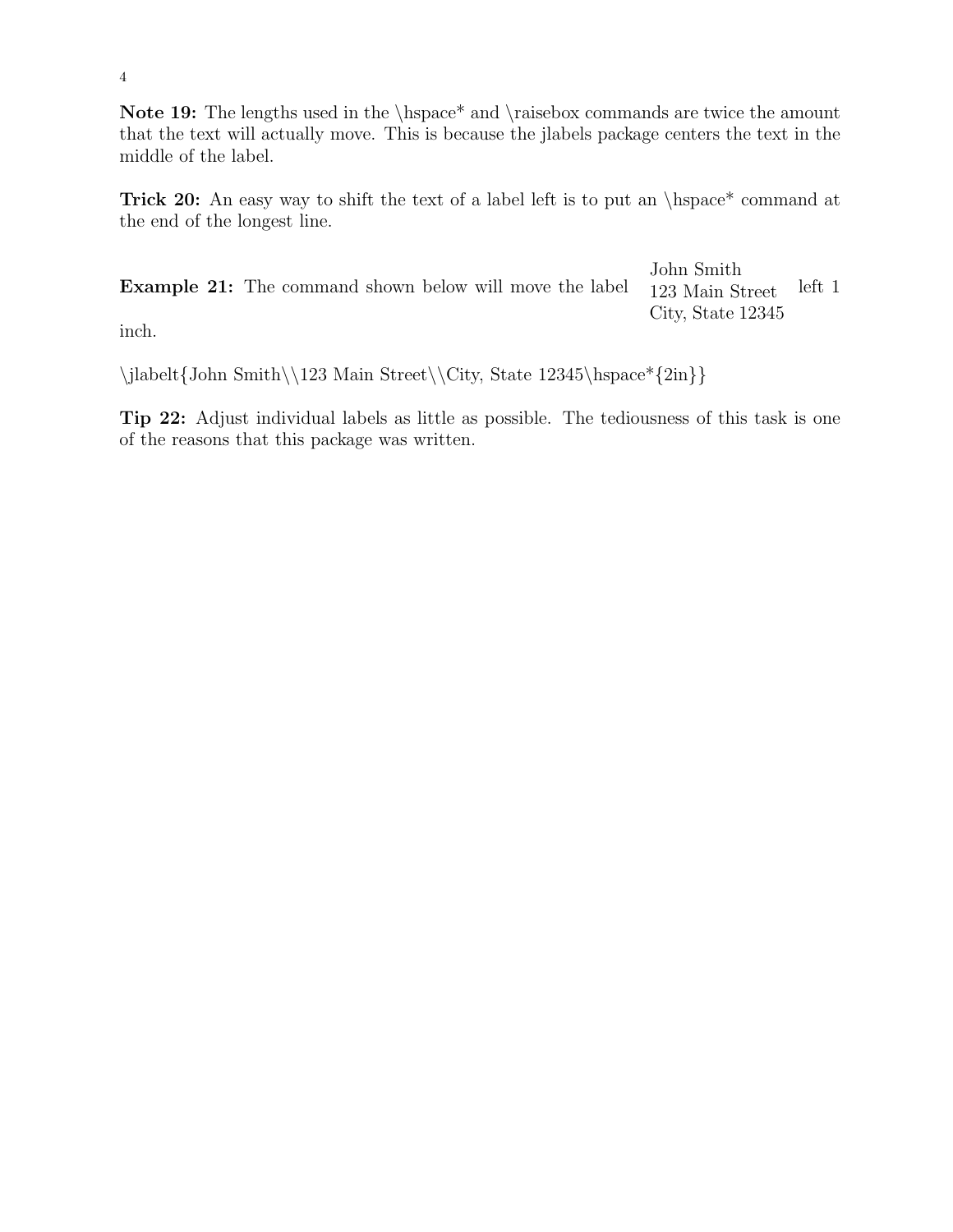**Note 19:** The lengths used in the \hspace* and \raisebox commands are twice the amount that the text will actually move. This is because the jlabels package centers the text in the middle of the label.

**Trick 20:** An easy way to shift the text of a label left is to put an \hspace* command at the end of the longest line.

**Example 21:** The command shown below will move the label John Smith 123 Main Street City, State 12345 left 1 inch.

```
\jlabelt{John Smith\\123 Main Street\\City, State 12345\hspace*{2in}}
```

**Tip 22:** Adjust individual labels as little as possible. The tediousness of this task is one of the reasons that this package was written.